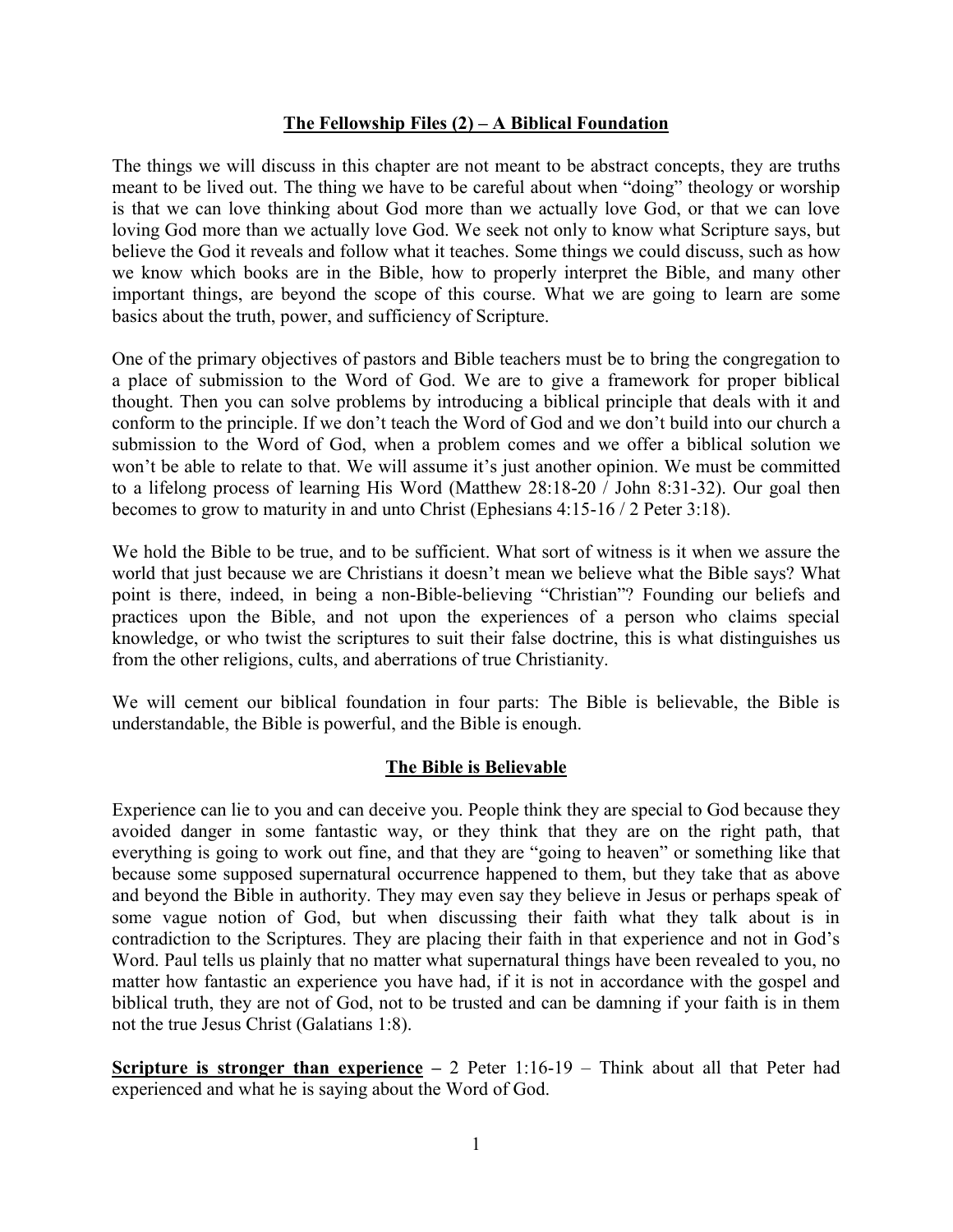# The Fellowship Files (2) – A Biblical Foundation

The things we will discuss in this chapter are not meant to be abstract concepts, they are truths meant to be lived out. The thing we have to be careful about when "doing" theology or worship is that we can love thinking about God more than we actually love God, or that we can love loving God more than we actually love God. We seek not only to know what Scripture says, but believe the God it reveals and follow what it teaches. Some things we could discuss, such as how we know which books are in the Bible, how to properly interpret the Bible, and many other important things, are beyond the scope of this course. What we are going to learn are some basics about the truth, power, and sufficiency of Scripture.

One of the primary objectives of pastors and Bible teachers must be to bring the congregation to a place of submission to the Word of God. We are to give a framework for proper biblical thought. Then you can solve problems by introducing a biblical principle that deals with it and conform to the principle. If we don't teach the Word of God and we don't build into our church a submission to the Word of God, when a problem comes and we offer a biblical solution we won't be able to relate to that. We will assume it's just another opinion. We must be committed to a lifelong process of learning His Word (Matthew 28:18-20 / John 8:31-32). Our goal then becomes to grow to maturity in and unto Christ (Ephesians 4:15-16 / 2 Peter 3:18).

We hold the Bible to be true, and to be sufficient. What sort of witness is it when we assure the world that just because we are Christians it doesn't mean we believe what the Bible says? What point is there, indeed, in being a non-Bible-believing "Christian"? Founding our beliefs and practices upon the Bible, and not upon the experiences of a person who claims special knowledge, or who twist the scriptures to suit their false doctrine, this is what distinguishes us from the other religions, cults, and aberrations of true Christianity.

We will cement our biblical foundation in four parts: The Bible is believable, the Bible is understandable, the Bible is powerful, and the Bible is enough.

## The Bible is Believable

Experience can lie to you and can deceive you. People think they are special to God because they avoided danger in some fantastic way, or they think that they are on the right path, that everything is going to work out fine, and that they are "going to heaven" or something like that because some supposed supernatural occurrence happened to them, but they take that as above and beyond the Bible in authority. They may even say they believe in Jesus or perhaps speak of some vague notion of God, but when discussing their faith what they talk about is in contradiction to the Scriptures. They are placing their faith in that experience and not in God's Word. Paul tells us plainly that no matter what supernatural things have been revealed to you, no matter how fantastic an experience you have had, if it is not in accordance with the gospel and biblical truth, they are not of God, not to be trusted and can be damning if your faith is in them not the true Jesus Christ (Galatians 1:8).

**Scripture is stronger than experience** – 2 Peter 1:16-19 – Think about all that Peter had experienced and what he is saying about the Word of God.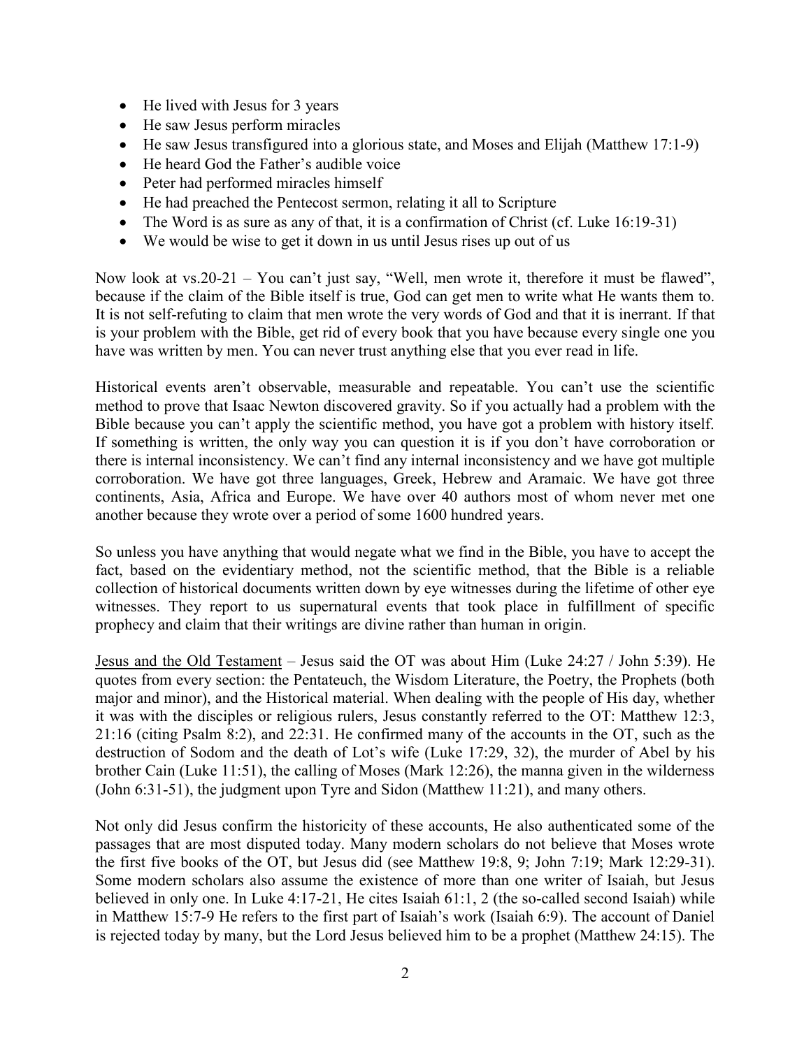- He lived with Jesus for 3 years
- He saw Jesus perform miracles
- He saw Jesus transfigured into a glorious state, and Moses and Elijah (Matthew 17:1-9)
- He heard God the Father's audible voice
- Peter had performed miracles himself
- He had preached the Pentecost sermon, relating it all to Scripture
- The Word is as sure as any of that, it is a confirmation of Christ (cf. Luke 16:19-31)
- We would be wise to get it down in us until Jesus rises up out of us

Now look at vs.20-21 – You can't just say, "Well, men wrote it, therefore it must be flawed", because if the claim of the Bible itself is true, God can get men to write what He wants them to. It is not self-refuting to claim that men wrote the very words of God and that it is inerrant. If that is your problem with the Bible, get rid of every book that you have because every single one you have was written by men. You can never trust anything else that you ever read in life.

Historical events aren't observable, measurable and repeatable. You can't use the scientific method to prove that Isaac Newton discovered gravity. So if you actually had a problem with the Bible because you can't apply the scientific method, you have got a problem with history itself. If something is written, the only way you can question it is if you don't have corroboration or there is internal inconsistency. We can't find any internal inconsistency and we have got multiple corroboration. We have got three languages, Greek, Hebrew and Aramaic. We have got three continents, Asia, Africa and Europe. We have over 40 authors most of whom never met one another because they wrote over a period of some 1600 hundred years.

So unless you have anything that would negate what we find in the Bible, you have to accept the fact, based on the evidentiary method, not the scientific method, that the Bible is a reliable collection of historical documents written down by eye witnesses during the lifetime of other eye witnesses. They report to us supernatural events that took place in fulfillment of specific prophecy and claim that their writings are divine rather than human in origin.

<u>Jesus and the Old Testament</u> – Jesus said the OT was about Him (Luke 24:27 / John 5:39). He quotes from every section: the Pentateuch, the Wisdom Literature, the Poetry, the Prophets (both major and minor), and the Historical material. When dealing with the people of His day, whether it was with the disciples or religious rulers, Jesus constantly referred to the OT: Matthew 12:3, 21:16 (citing Psalm 8:2), and 22:31. He confirmed many of the accounts in the OT, such as the destruction of Sodom and the death of Lot's wife (Luke 17:29, 32), the murder of Abel by his brother Cain (Luke 11:51), the calling of Moses (Mark 12:26), the manna given in the wilderness (John 6:31-51), the judgment upon Tyre and Sidon (Matthew 11:21), and many others.

Not only did Jesus confirm the historicity of these accounts, He also authenticated some of the passages that are most disputed today. Many modern scholars do not believe that Moses wrote the first five books of the OT, but Jesus did (see Matthew 19:8, 9; John 7:19; Mark 12:29-31). Some modern scholars also assume the existence of more than one writer of Isaiah, but Jesus believed in only one. In Luke 4:17-21, He cites Isaiah 61:1, 2 (the so-called second Isaiah) while in Matthew 15:7-9 He refers to the first part of Isaiah's work (Isaiah 6:9). The account of Daniel is rejected today by many, but the Lord Jesus believed him to be a prophet (Matthew 24:15). The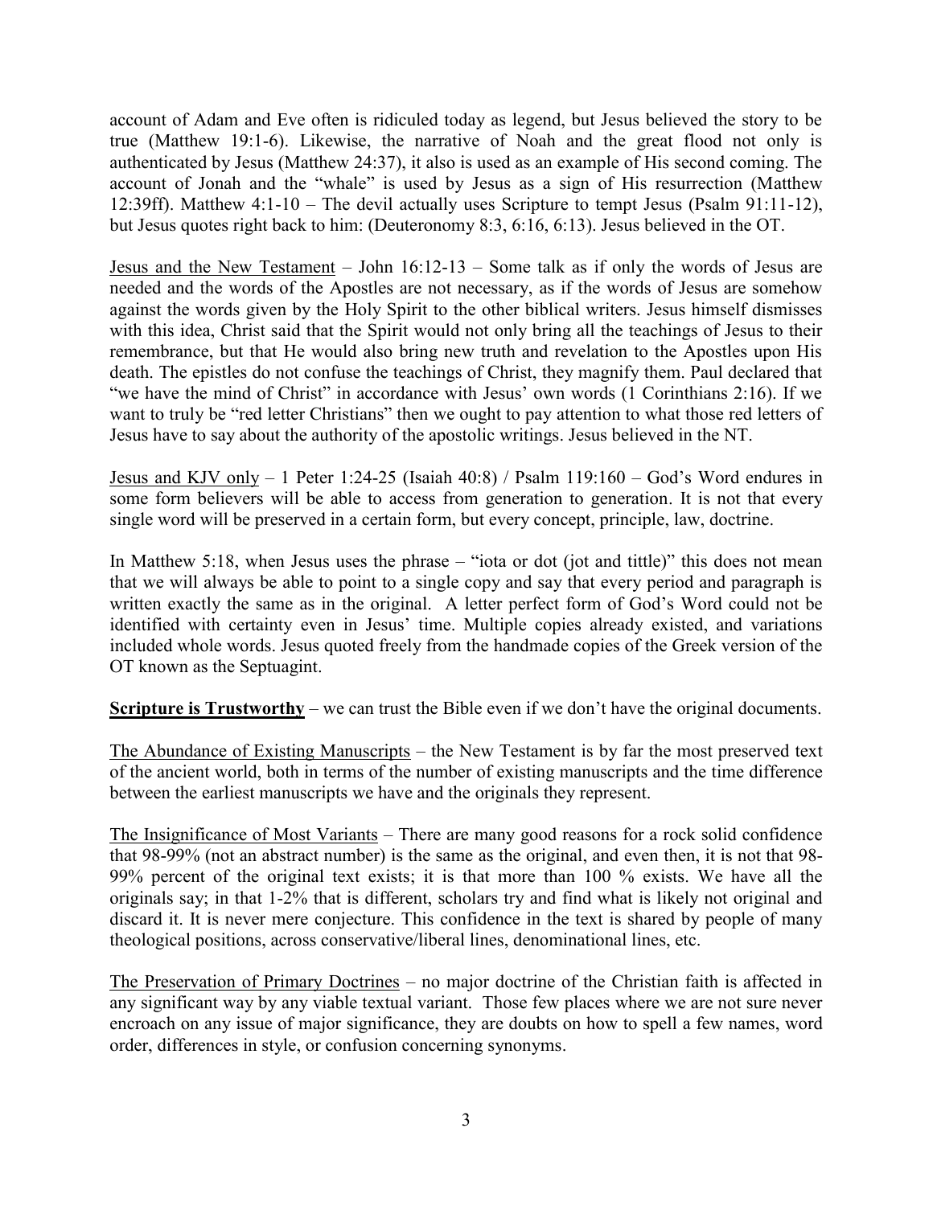account of Adam and Eve often is ridiculed today as legend, but Jesus believed the story to be true (Matthew 19:1-6). Likewise, the narrative of Noah and the great flood not only is authenticated by Jesus (Matthew 24:37), it also is used as an example of His second coming. The account of Jonah and the "whale" is used by Jesus as a sign of His resurrection (Matthew 12:39ff). Matthew 4:1-10 – The devil actually uses Scripture to tempt Jesus (Psalm 91:11-12), but Jesus quotes right back to him: (Deuteronomy 8:3, 6:16, 6:13). Jesus believed in the OT.

<u>Jesus and the New Testament</u> – John 16:12-13 – Some talk as if only the words of Jesus are needed and the words of the Apostles are not necessary, as if the words of Jesus are somehow against the words given by the Holy Spirit to the other biblical writers. Jesus himself dismisses with this idea, Christ said that the Spirit would not only bring all the teachings of Jesus to their remembrance, but that He would also bring new truth and revelation to the Apostles upon His death. The epistles do not confuse the teachings of Christ, they magnify them. Paul declared that "we have the mind of Christ" in accordance with Jesus' own words (1 Corinthians 2:16). If we want to truly be "red letter Christians" then we ought to pay attention to what those red letters of Jesus have to say about the authority of the apostolic writings. Jesus believed in the NT.

<u>Jesus and KJV only</u> – 1 Peter 1:24-25 (Isaiah 40:8) / Psalm 119:160 – God's Word endures in some form believers will be able to access from generation to generation. It is not that every single word will be preserved in a certain form, but every concept, principle, law, doctrine.

In Matthew 5:18, when Jesus uses the phrase – "iota or dot (jot and tittle)" this does not mean that we will always be able to point to a single copy and say that every period and paragraph is written exactly the same as in the original. A letter perfect form of God's Word could not be identified with certainty even in Jesus' time. Multiple copies already existed, and variations included whole words. Jesus quoted freely from the handmade copies of the Greek version of the OT known as the Septuagint.

<u>**Scripture is Trustworthy**</u> – we can trust the Bible even if we don't have the original documents.

<u>The Abundance of Existing Manuscripts</u> – the New Testament is by far the most preserved text of the ancient world, both in terms of the number of existing manuscripts and the time difference between the earliest manuscripts we have and the originals they represent.

<u>The Insignificance of Most Variants</u> – There are many good reasons for a rock solid confidence that 98-99% (not an abstract number) is the same as the original, and even then, it is not that 98-99% percent of the original text exists; it is that more than 100 % exists. We have all the originals say; in that 1-2% that is different, scholars try and find what is likely not original and discard it. It is never mere conjecture. This confidence in the text is shared by people of many theological positions, across conservative/liberal lines, denominational lines, etc.

<u>The Preservation of Primary Doctrines</u> – no major doctrine of the Christian faith is affected in any significant way by any viable textual variant. Those few places where we are not sure never encroach on any issue of major significance, they are doubts on how to spell a few names, word order, differences in style, or confusion concerning synonyms.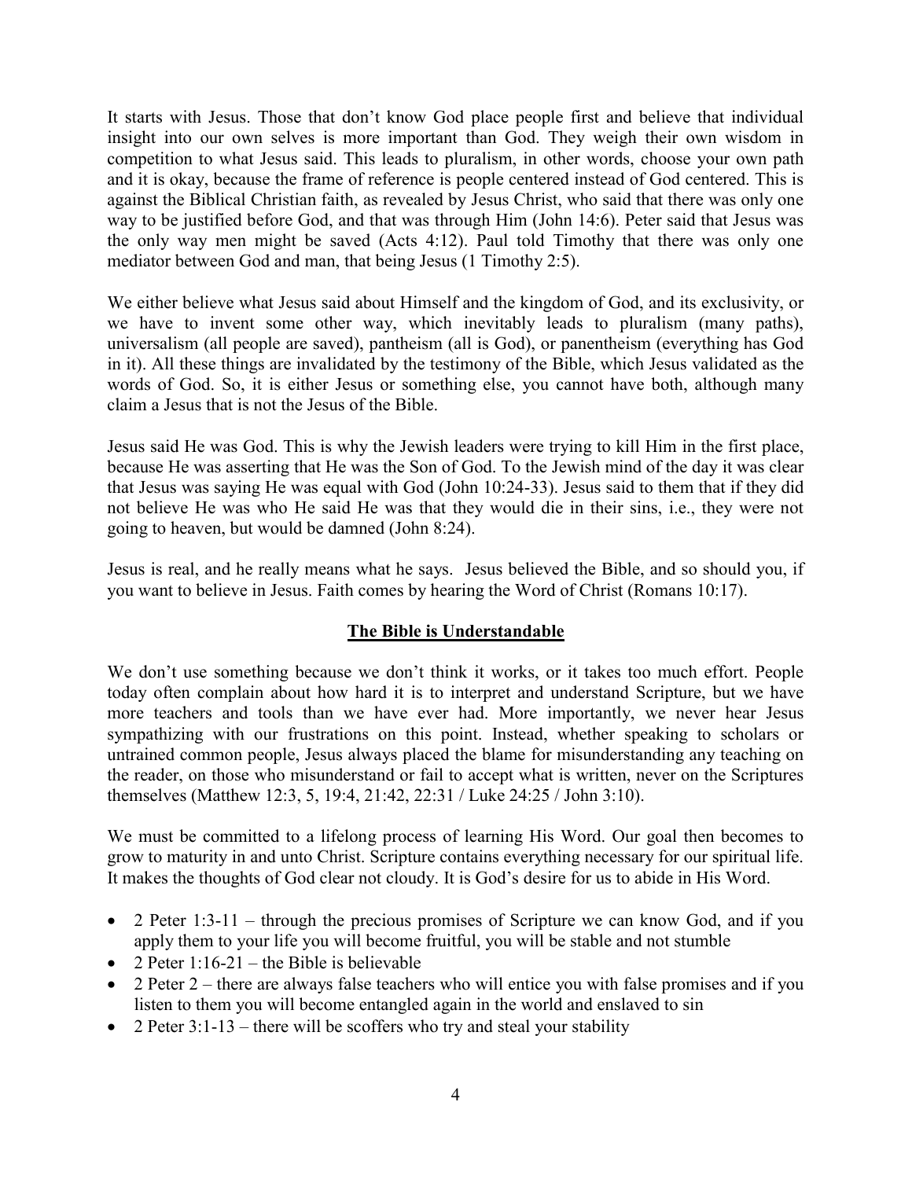It starts with Jesus. Those that don't know God place people first and believe that individual insight into our own selves is more important than God. They weigh their own wisdom in competition to what Jesus said. This leads to pluralism, in other words, choose your own path and it is okay, because the frame of reference is people centered instead of God centered. This is against the Biblical Christian faith, as revealed by Jesus Christ, who said that there was only one way to be justified before God, and that was through Him (John 14:6). Peter said that Jesus was the only way men might be saved (Acts 4:12). Paul told Timothy that there was only one mediator between God and man, that being Jesus (1 Timothy 2:5).

We either believe what Jesus said about Himself and the kingdom of God, and its exclusivity, or we have to invent some other way, which inevitably leads to pluralism (many paths), universalism (all people are saved), pantheism (all is God), or panentheism (everything has God in it). All these things are invalidated by the testimony of the Bible, which Jesus validated as the words of God. So, it is either Jesus or something else, you cannot have both, although many claim a Jesus that is not the Jesus of the Bible.

Jesus said He was God. This is why the Jewish leaders were trying to kill Him in the first place, because He was asserting that He was the Son of God. To the Jewish mind of the day it was clear that Jesus was saying He was equal with God (John 10:24-33). Jesus said to them that if they did not believe He was who He said He was that they would die in their sins, i.e., they were not going to heaven, but would be damned (John 8:24).

Jesus is real, and he really means what he says. Jesus believed the Bible, and so should you, if you want to believe in Jesus. Faith comes by hearing the Word of Christ (Romans 10:17).

## The Bible is Understandable

We don't use something because we don't think it works, or it takes too much effort. People today often complain about how hard it is to interpret and understand Scripture, but we have more teachers and tools than we have ever had. More importantly, we never hear Jesus sympathizing with our frustrations on this point. Instead, whether speaking to scholars or untrained common people, Jesus always placed the blame for misunderstanding any teaching on the reader, on those who misunderstand or fail to accept what is written, never on the Scriptures themselves (Matthew 12:3, 5, 19:4, 21:42, 22:31 / Luke 24:25 / John 3:10).

We must be committed to a lifelong process of learning His Word. Our goal then becomes to grow to maturity in and unto Christ. Scripture contains everything necessary for our spiritual life. It makes the thoughts of God clear not cloudy. It is God's desire for us to abide in His Word.

- 2 Peter 1:3-11 – through the precious promises of Scripture we can know God, and if you apply them to your life you will become fruitful, you will be stable and not stumble
- 2 Peter 1:16-21 – the Bible is believable
- 2 Peter 2 – there are always false teachers who will entice you with false promises and if you listen to them you will become entangled again in the world and enslaved to sin
- 2 Peter 3:1-13 – there will be scoffers who try and steal your stability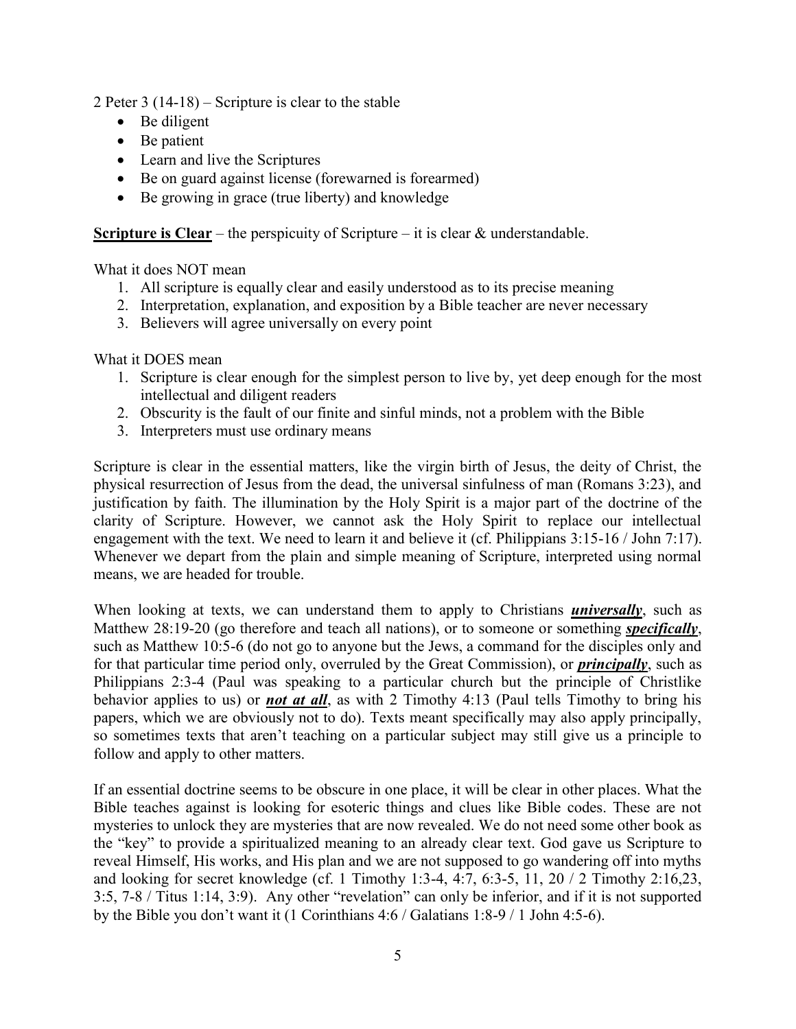2 Peter 3 (14-18) – Scripture is clear to the stable

- Be diligent
- Be patient
- Learn and live the Scriptures
- Be on guard against license (forewarned is forearmed)
- Be growing in grace (true liberty) and knowledge

**<u>Scripture is Clear</u>** – the perspicuity of Scripture – it is clear & understandable.

What it does NOT mean

1. All scripture is equally clear and easily understood as to its precise meaning
2. Interpretation, explanation, and exposition by a Bible teacher are never necessary
3. Believers will agree universally on every point

What it DOES mean

1. Scripture is clear enough for the simplest person to live by, yet deep enough for the most intellectual and diligent readers
2. Obscurity is the fault of our finite and sinful minds, not a problem with the Bible
3. Interpreters must use ordinary means

Scripture is clear in the essential matters, like the virgin birth of Jesus, the deity of Christ, the physical resurrection of Jesus from the dead, the universal sinfulness of man (Romans 3:23), and justification by faith. The illumination by the Holy Spirit is a major part of the doctrine of the clarity of Scripture. However, we cannot ask the Holy Spirit to replace our intellectual engagement with the text. We need to learn it and believe it (cf. Philippians 3:15-16 / John 7:17). Whenever we depart from the plain and simple meaning of Scripture, interpreted using normal means, we are headed for trouble.

When looking at texts, we can understand them to apply to Christians ***<u>universally</u>***, such as Matthew 28:19-20 (go therefore and teach all nations), or to someone or something ***<u>specifically</u>***, such as Matthew 10:5-6 (do not go to anyone but the Jews, a command for the disciples only and for that particular time period only, overruled by the Great Commission), or ***<u>principally</u>***, such as Philippians 2:3-4 (Paul was speaking to a particular church but the principle of Christlike behavior applies to us) or ***<u>not at all</u>***, as with 2 Timothy 4:13 (Paul tells Timothy to bring his papers, which we are obviously not to do). Texts meant specifically may also apply principally, so sometimes texts that aren't teaching on a particular subject may still give us a principle to follow and apply to other matters.

If an essential doctrine seems to be obscure in one place, it will be clear in other places. What the Bible teaches against is looking for esoteric things and clues like Bible codes. These are not mysteries to unlock they are mysteries that are now revealed. We do not need some other book as the "key" to provide a spiritualized meaning to an already clear text. God gave us Scripture to reveal Himself, His works, and His plan and we are not supposed to go wandering off into myths and looking for secret knowledge (cf. 1 Timothy 1:3-4, 4:7, 6:3-5, 11, 20 / 2 Timothy 2:16,23, 3:5, 7-8 / Titus 1:14, 3:9). Any other "revelation" can only be inferior, and if it is not supported by the Bible you don't want it (1 Corinthians 4:6 / Galatians 1:8-9 / 1 John 4:5-6).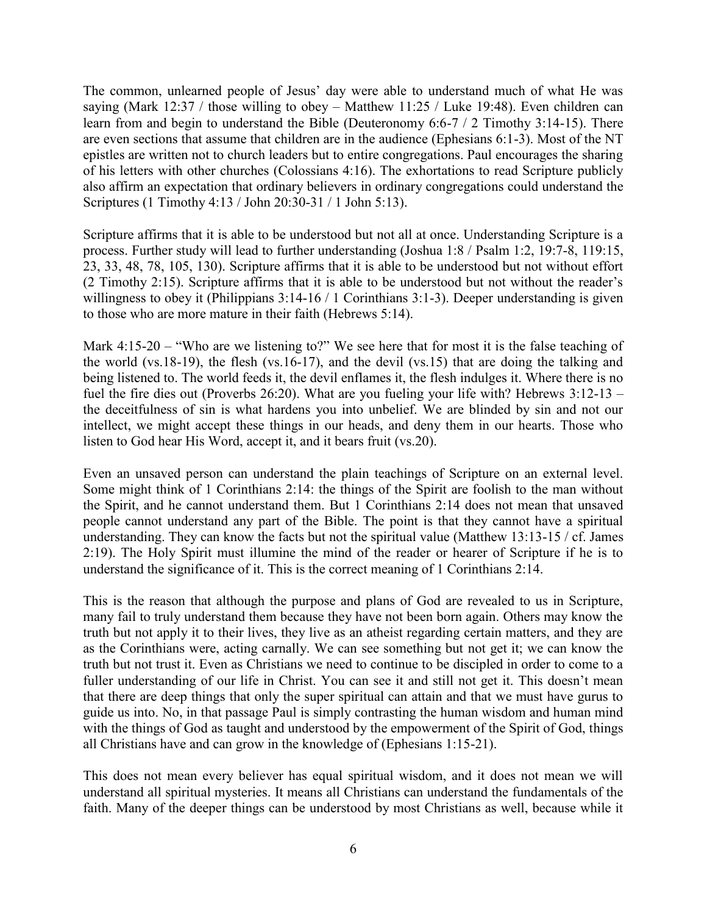The common, unlearned people of Jesus' day were able to understand much of what He was saying (Mark 12:37 / those willing to obey – Matthew 11:25 / Luke 19:48). Even children can learn from and begin to understand the Bible (Deuteronomy 6:6-7 / 2 Timothy 3:14-15). There are even sections that assume that children are in the audience (Ephesians 6:1-3). Most of the NT epistles are written not to church leaders but to entire congregations. Paul encourages the sharing of his letters with other churches (Colossians 4:16). The exhortations to read Scripture publicly also affirm an expectation that ordinary believers in ordinary congregations could understand the Scriptures (1 Timothy 4:13 / John 20:30-31 / 1 John 5:13).

Scripture affirms that it is able to be understood but not all at once. Understanding Scripture is a process. Further study will lead to further understanding (Joshua 1:8 / Psalm 1:2, 19:7-8, 119:15, 23, 33, 48, 78, 105, 130). Scripture affirms that it is able to be understood but not without effort (2 Timothy 2:15). Scripture affirms that it is able to be understood but not without the reader's willingness to obey it (Philippians 3:14-16 / 1 Corinthians 3:1-3). Deeper understanding is given to those who are more mature in their faith (Hebrews 5:14).

Mark 4:15-20 – "Who are we listening to?" We see here that for most it is the false teaching of the world (vs.18-19), the flesh (vs.16-17), and the devil (vs.15) that are doing the talking and being listened to. The world feeds it, the devil enflames it, the flesh indulges it. Where there is no fuel the fire dies out (Proverbs 26:20). What are you fueling your life with? Hebrews 3:12-13 – the deceitfulness of sin is what hardens you into unbelief. We are blinded by sin and not our intellect, we might accept these things in our heads, and deny them in our hearts. Those who listen to God hear His Word, accept it, and it bears fruit (vs.20).

Even an unsaved person can understand the plain teachings of Scripture on an external level. Some might think of 1 Corinthians 2:14: the things of the Spirit are foolish to the man without the Spirit, and he cannot understand them. But 1 Corinthians 2:14 does not mean that unsaved people cannot understand any part of the Bible. The point is that they cannot have a spiritual understanding. They can know the facts but not the spiritual value (Matthew 13:13-15 / cf. James 2:19). The Holy Spirit must illumine the mind of the reader or hearer of Scripture if he is to understand the significance of it. This is the correct meaning of 1 Corinthians 2:14.

This is the reason that although the purpose and plans of God are revealed to us in Scripture, many fail to truly understand them because they have not been born again. Others may know the truth but not apply it to their lives, they live as an atheist regarding certain matters, and they are as the Corinthians were, acting carnally. We can see something but not get it; we can know the truth but not trust it. Even as Christians we need to continue to be discipled in order to come to a fuller understanding of our life in Christ. You can see it and still not get it. This doesn't mean that there are deep things that only the super spiritual can attain and that we must have gurus to guide us into. No, in that passage Paul is simply contrasting the human wisdom and human mind with the things of God as taught and understood by the empowerment of the Spirit of God, things all Christians have and can grow in the knowledge of (Ephesians 1:15-21).

This does not mean every believer has equal spiritual wisdom, and it does not mean we will understand all spiritual mysteries. It means all Christians can understand the fundamentals of the faith. Many of the deeper things can be understood by most Christians as well, because while it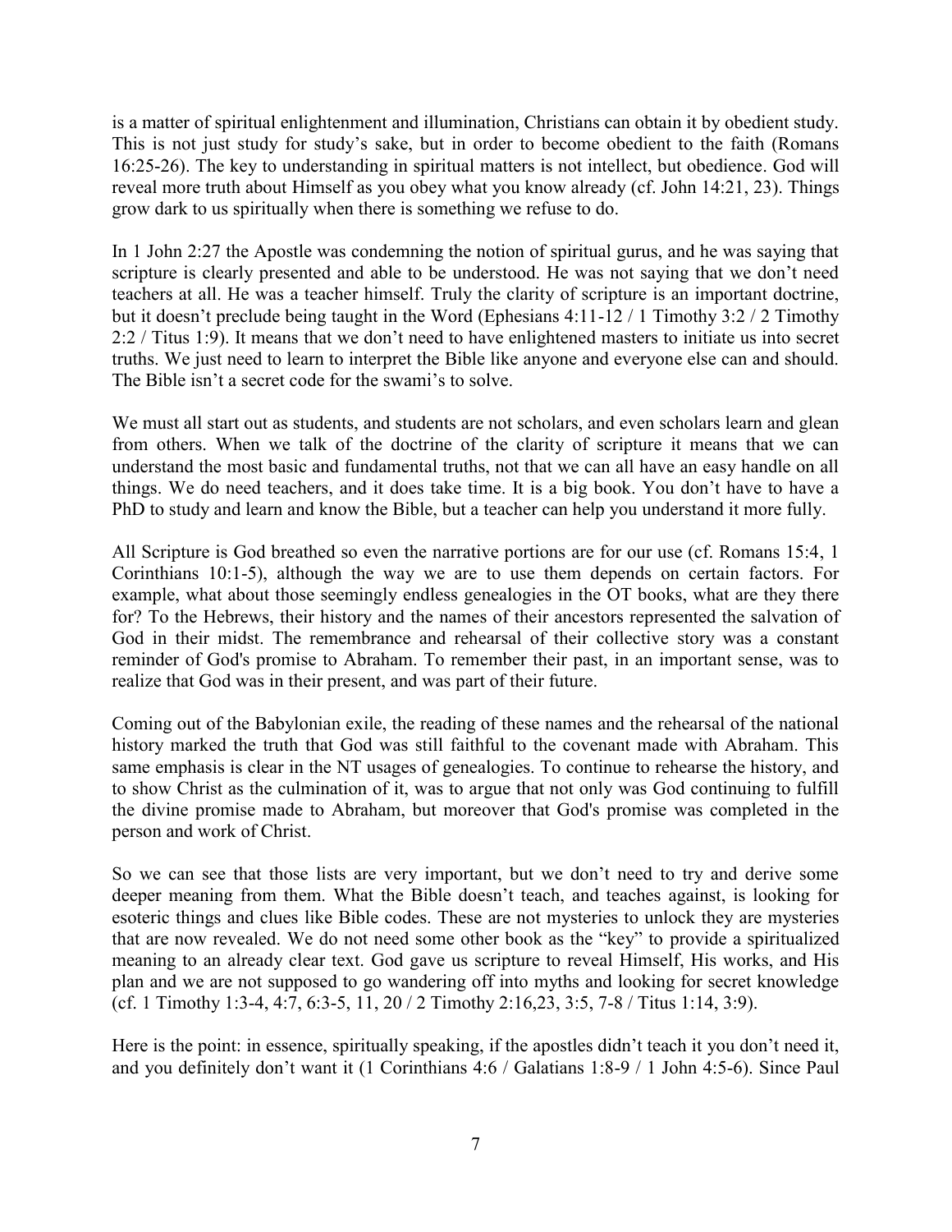is a matter of spiritual enlightenment and illumination, Christians can obtain it by obedient study. This is not just study for study's sake, but in order to become obedient to the faith (Romans 16:25-26). The key to understanding in spiritual matters is not intellect, but obedience. God will reveal more truth about Himself as you obey what you know already (cf. John 14:21, 23). Things grow dark to us spiritually when there is something we refuse to do.

In 1 John 2:27 the Apostle was condemning the notion of spiritual gurus, and he was saying that scripture is clearly presented and able to be understood. He was not saying that we don't need teachers at all. He was a teacher himself. Truly the clarity of scripture is an important doctrine, but it doesn't preclude being taught in the Word (Ephesians 4:11-12 / 1 Timothy 3:2 / 2 Timothy 2:2 / Titus 1:9). It means that we don't need to have enlightened masters to initiate us into secret truths. We just need to learn to interpret the Bible like anyone and everyone else can and should. The Bible isn't a secret code for the swami's to solve.

We must all start out as students, and students are not scholars, and even scholars learn and glean from others. When we talk of the doctrine of the clarity of scripture it means that we can understand the most basic and fundamental truths, not that we can all have an easy handle on all things. We do need teachers, and it does take time. It is a big book. You don't have to have a PhD to study and learn and know the Bible, but a teacher can help you understand it more fully.

All Scripture is God breathed so even the narrative portions are for our use (cf. Romans 15:4, 1 Corinthians 10:1-5), although the way we are to use them depends on certain factors. For example, what about those seemingly endless genealogies in the OT books, what are they there for? To the Hebrews, their history and the names of their ancestors represented the salvation of God in their midst. The remembrance and rehearsal of their collective story was a constant reminder of God's promise to Abraham. To remember their past, in an important sense, was to realize that God was in their present, and was part of their future.

Coming out of the Babylonian exile, the reading of these names and the rehearsal of the national history marked the truth that God was still faithful to the covenant made with Abraham. This same emphasis is clear in the NT usages of genealogies. To continue to rehearse the history, and to show Christ as the culmination of it, was to argue that not only was God continuing to fulfill the divine promise made to Abraham, but moreover that God's promise was completed in the person and work of Christ.

So we can see that those lists are very important, but we don't need to try and derive some deeper meaning from them. What the Bible doesn't teach, and teaches against, is looking for esoteric things and clues like Bible codes. These are not mysteries to unlock they are mysteries that are now revealed. We do not need some other book as the "key" to provide a spiritualized meaning to an already clear text. God gave us scripture to reveal Himself, His works, and His plan and we are not supposed to go wandering off into myths and looking for secret knowledge (cf. 1 Timothy 1:3-4, 4:7, 6:3-5, 11, 20 / 2 Timothy 2:16,23, 3:5, 7-8 / Titus 1:14, 3:9).

Here is the point: in essence, spiritually speaking, if the apostles didn't teach it you don't need it, and you definitely don't want it (1 Corinthians 4:6 / Galatians 1:8-9 / 1 John 4:5-6). Since Paul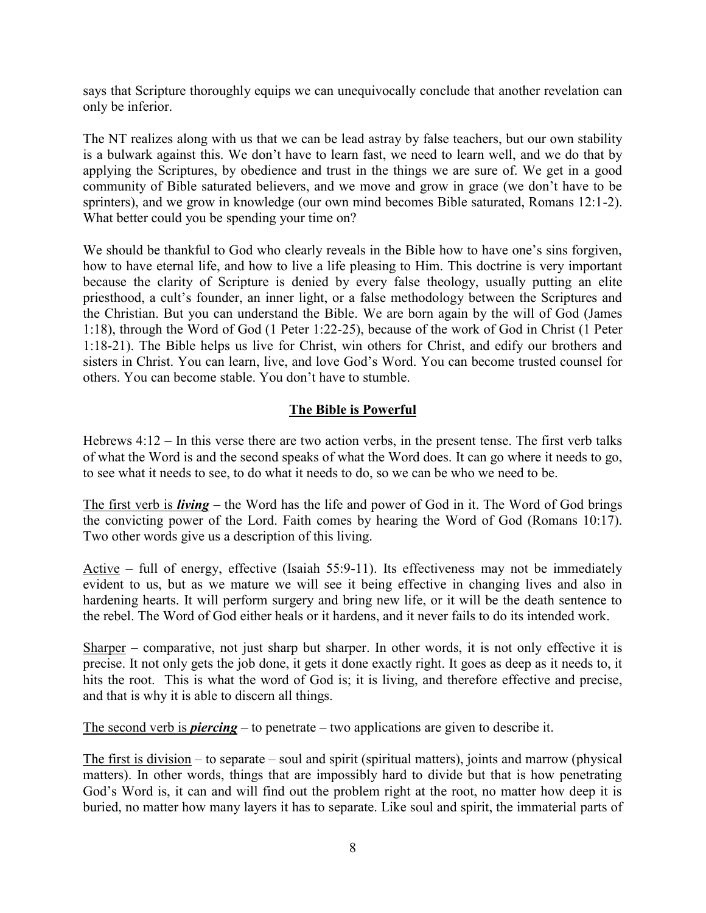says that Scripture thoroughly equips we can unequivocally conclude that another revelation can only be inferior.

The NT realizes along with us that we can be lead astray by false teachers, but our own stability is a bulwark against this. We don't have to learn fast, we need to learn well, and we do that by applying the Scriptures, by obedience and trust in the things we are sure of. We get in a good community of Bible saturated believers, and we move and grow in grace (we don't have to be sprinters), and we grow in knowledge (our own mind becomes Bible saturated, Romans 12:1-2). What better could you be spending your time on?

We should be thankful to God who clearly reveals in the Bible how to have one's sins forgiven, how to have eternal life, and how to live a life pleasing to Him. This doctrine is very important because the clarity of Scripture is denied by every false theology, usually putting an elite priesthood, a cult's founder, an inner light, or a false methodology between the Scriptures and the Christian. But you can understand the Bible. We are born again by the will of God (James 1:18), through the Word of God (1 Peter 1:22-25), because of the work of God in Christ (1 Peter 1:18-21). The Bible helps us live for Christ, win others for Christ, and edify our brothers and sisters in Christ. You can learn, live, and love God's Word. You can become trusted counsel for others. You can become stable. You don't have to stumble.

## The Bible is Powerful

Hebrews 4:12 – In this verse there are two action verbs, in the present tense. The first verb talks of what the Word is and the second speaks of what the Word does. It can go where it needs to go, to see what it needs to see, to do what it needs to do, so we can be who we need to be.

The first verb is ***living*** – the Word has the life and power of God in it. The Word of God brings the convicting power of the Lord. Faith comes by hearing the Word of God (Romans 10:17). Two other words give us a description of this living.

Active – full of energy, effective (Isaiah 55:9-11). Its effectiveness may not be immediately evident to us, but as we mature we will see it being effective in changing lives and also in hardening hearts. It will perform surgery and bring new life, or it will be the death sentence to the rebel. The Word of God either heals or it hardens, and it never fails to do its intended work.

Sharper – comparative, not just sharp but sharper. In other words, it is not only effective it is precise. It not only gets the job done, it gets it done exactly right. It goes as deep as it needs to, it hits the root. This is what the word of God is; it is living, and therefore effective and precise, and that is why it is able to discern all things.

The second verb is ***piercing*** – to penetrate – two applications are given to describe it.

The first is division – to separate – soul and spirit (spiritual matters), joints and marrow (physical matters). In other words, things that are impossibly hard to divide but that is how penetrating God's Word is, it can and will find out the problem right at the root, no matter how deep it is buried, no matter how many layers it has to separate. Like soul and spirit, the immaterial parts of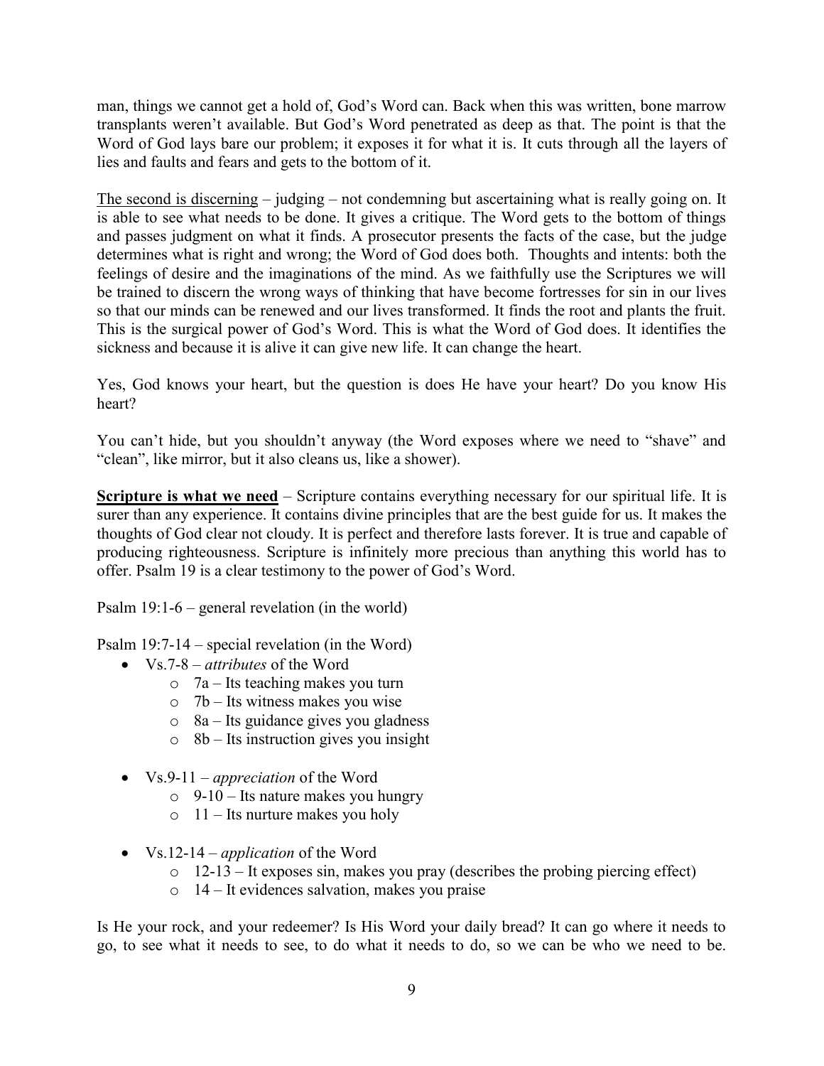man, things we cannot get a hold of, God's Word can. Back when this was written, bone marrow transplants weren't available. But God's Word penetrated as deep as that. The point is that the Word of God lays bare our problem; it exposes it for what it is. It cuts through all the layers of lies and faults and fears and gets to the bottom of it.

<u>The second is discerning</u> – judging – not condemning but ascertaining what is really going on. It is able to see what needs to be done. It gives a critique. The Word gets to the bottom of things and passes judgment on what it finds. A prosecutor presents the facts of the case, but the judge determines what is right and wrong; the Word of God does both. Thoughts and intents: both the feelings of desire and the imaginations of the mind. As we faithfully use the Scriptures we will be trained to discern the wrong ways of thinking that have become fortresses for sin in our lives so that our minds can be renewed and our lives transformed. It finds the root and plants the fruit. This is the surgical power of God's Word. This is what the Word of God does. It identifies the sickness and because it is alive it can give new life. It can change the heart.

Yes, God knows your heart, but the question is does He have your heart? Do you know His heart?

You can't hide, but you shouldn't anyway (the Word exposes where we need to "shave" and "clean", like mirror, but it also cleans us, like a shower).

<u>**Scripture is what we need**</u> – Scripture contains everything necessary for our spiritual life. It is surer than any experience. It contains divine principles that are the best guide for us. It makes the thoughts of God clear not cloudy. It is perfect and therefore lasts forever. It is true and capable of producing righteousness. Scripture is infinitely more precious than anything this world has to offer. Psalm 19 is a clear testimony to the power of God's Word.

Psalm 19:1-6 – general revelation (in the world)

Psalm 19:7-14 – special revelation (in the Word)

- Vs.7-8 – *attributes* of the Word
  - 7a – Its teaching makes you turn
  - 7b – Its witness makes you wise
  - 8a – Its guidance gives you gladness
  - 8b – Its instruction gives you insight

- Vs.9-11 – *appreciation* of the Word
  - 9-10 – Its nature makes you hungry
  - 11 – Its nurture makes you holy

- Vs.12-14 – *application* of the Word
  - 12-13 – It exposes sin, makes you pray (describes the probing piercing effect)
  - 14 – It evidences salvation, makes you praise

Is He your rock, and your redeemer? Is His Word your daily bread? It can go where it needs to go, to see what it needs to see, to do what it needs to do, so we can be who we need to be.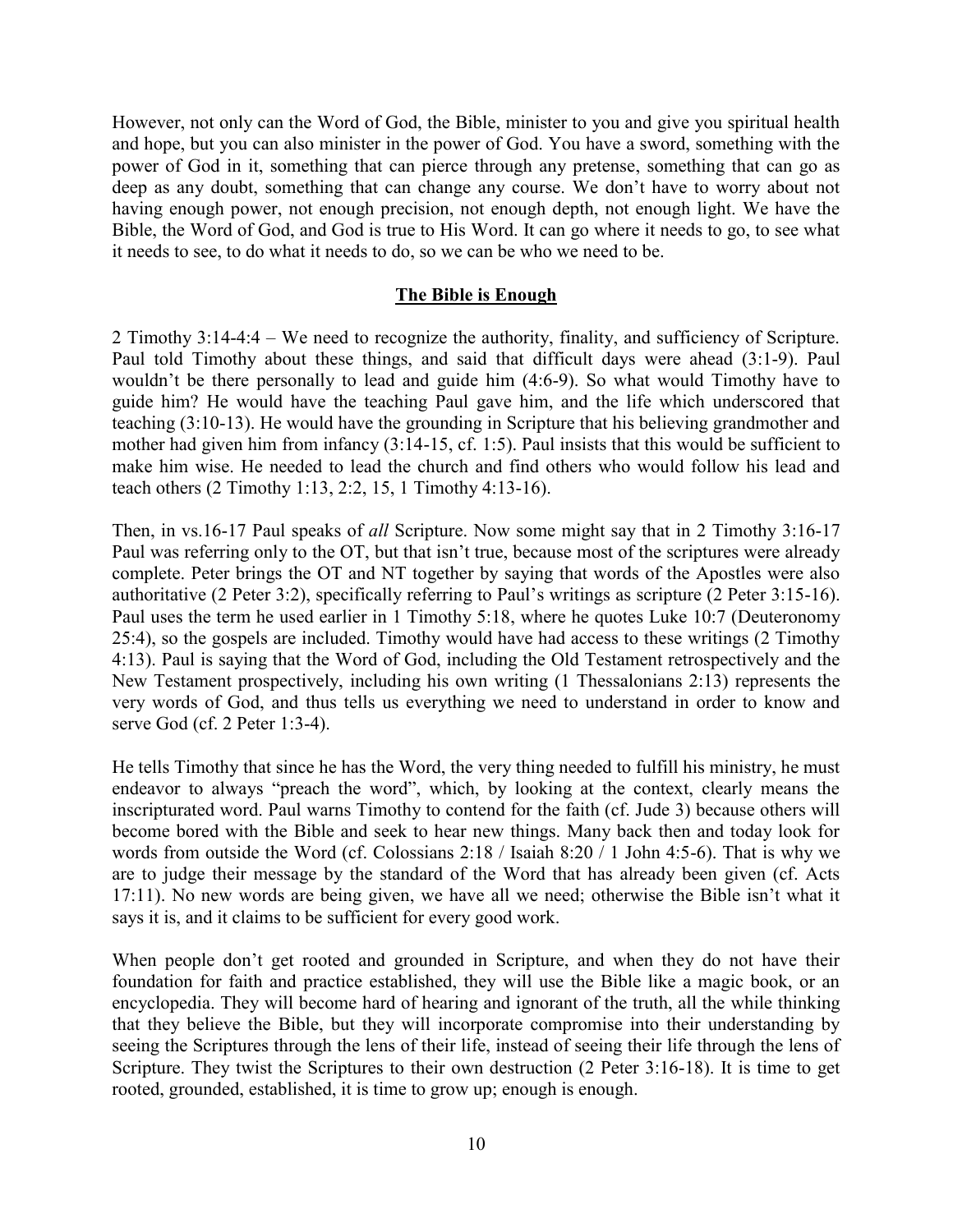However, not only can the Word of God, the Bible, minister to you and give you spiritual health and hope, but you can also minister in the power of God. You have a sword, something with the power of God in it, something that can pierce through any pretense, something that can go as deep as any doubt, something that can change any course. We don't have to worry about not having enough power, not enough precision, not enough depth, not enough light. We have the Bible, the Word of God, and God is true to His Word. It can go where it needs to go, to see what it needs to see, to do what it needs to do, so we can be who we need to be.

## **The Bible is Enough**

2 Timothy 3:14-4:4 – We need to recognize the authority, finality, and sufficiency of Scripture. Paul told Timothy about these things, and said that difficult days were ahead (3:1-9). Paul wouldn't be there personally to lead and guide him (4:6-9). So what would Timothy have to guide him? He would have the teaching Paul gave him, and the life which underscored that teaching (3:10-13). He would have the grounding in Scripture that his believing grandmother and mother had given him from infancy (3:14-15, cf. 1:5). Paul insists that this would be sufficient to make him wise. He needed to lead the church and find others who would follow his lead and teach others (2 Timothy 1:13, 2:2, 15, 1 Timothy 4:13-16).

Then, in vs.16-17 Paul speaks of *all* Scripture. Now some might say that in 2 Timothy 3:16-17 Paul was referring only to the OT, but that isn't true, because most of the scriptures were already complete. Peter brings the OT and NT together by saying that words of the Apostles were also authoritative (2 Peter 3:2), specifically referring to Paul's writings as scripture (2 Peter 3:15-16). Paul uses the term he used earlier in 1 Timothy 5:18, where he quotes Luke 10:7 (Deuteronomy 25:4), so the gospels are included. Timothy would have had access to these writings (2 Timothy 4:13). Paul is saying that the Word of God, including the Old Testament retrospectively and the New Testament prospectively, including his own writing (1 Thessalonians 2:13) represents the very words of God, and thus tells us everything we need to understand in order to know and serve God (cf. 2 Peter 1:3-4).

He tells Timothy that since he has the Word, the very thing needed to fulfill his ministry, he must endeavor to always "preach the word", which, by looking at the context, clearly means the inscripturated word. Paul warns Timothy to contend for the faith (cf. Jude 3) because others will become bored with the Bible and seek to hear new things. Many back then and today look for words from outside the Word (cf. Colossians 2:18 / Isaiah 8:20 / 1 John 4:5-6). That is why we are to judge their message by the standard of the Word that has already been given (cf. Acts 17:11). No new words are being given, we have all we need; otherwise the Bible isn't what it says it is, and it claims to be sufficient for every good work.

When people don't get rooted and grounded in Scripture, and when they do not have their foundation for faith and practice established, they will use the Bible like a magic book, or an encyclopedia. They will become hard of hearing and ignorant of the truth, all the while thinking that they believe the Bible, but they will incorporate compromise into their understanding by seeing the Scriptures through the lens of their life, instead of seeing their life through the lens of Scripture. They twist the Scriptures to their own destruction (2 Peter 3:16-18). It is time to get rooted, grounded, established, it is time to grow up; enough is enough.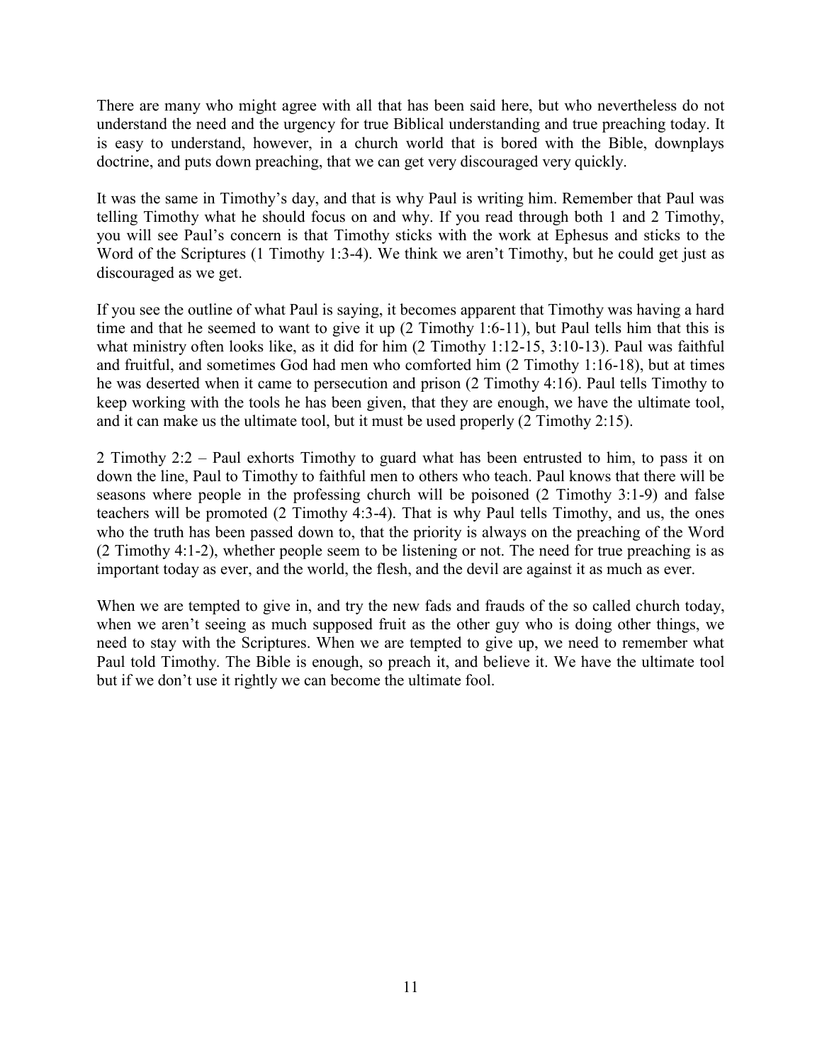There are many who might agree with all that has been said here, but who nevertheless do not understand the need and the urgency for true Biblical understanding and true preaching today. It is easy to understand, however, in a church world that is bored with the Bible, downplays doctrine, and puts down preaching, that we can get very discouraged very quickly.

It was the same in Timothy's day, and that is why Paul is writing him. Remember that Paul was telling Timothy what he should focus on and why. If you read through both 1 and 2 Timothy, you will see Paul's concern is that Timothy sticks with the work at Ephesus and sticks to the Word of the Scriptures (1 Timothy 1:3-4). We think we aren't Timothy, but he could get just as discouraged as we get.

If you see the outline of what Paul is saying, it becomes apparent that Timothy was having a hard time and that he seemed to want to give it up (2 Timothy 1:6-11), but Paul tells him that this is what ministry often looks like, as it did for him (2 Timothy 1:12-15, 3:10-13). Paul was faithful and fruitful, and sometimes God had men who comforted him (2 Timothy 1:16-18), but at times he was deserted when it came to persecution and prison (2 Timothy 4:16). Paul tells Timothy to keep working with the tools he has been given, that they are enough, we have the ultimate tool, and it can make us the ultimate tool, but it must be used properly (2 Timothy 2:15).

2 Timothy 2:2 – Paul exhorts Timothy to guard what has been entrusted to him, to pass it on down the line, Paul to Timothy to faithful men to others who teach. Paul knows that there will be seasons where people in the professing church will be poisoned (2 Timothy 3:1-9) and false teachers will be promoted (2 Timothy 4:3-4). That is why Paul tells Timothy, and us, the ones who the truth has been passed down to, that the priority is always on the preaching of the Word (2 Timothy 4:1-2), whether people seem to be listening or not. The need for true preaching is as important today as ever, and the world, the flesh, and the devil are against it as much as ever.

When we are tempted to give in, and try the new fads and frauds of the so called church today, when we aren't seeing as much supposed fruit as the other guy who is doing other things, we need to stay with the Scriptures. When we are tempted to give up, we need to remember what Paul told Timothy. The Bible is enough, so preach it, and believe it. We have the ultimate tool but if we don't use it rightly we can become the ultimate fool.